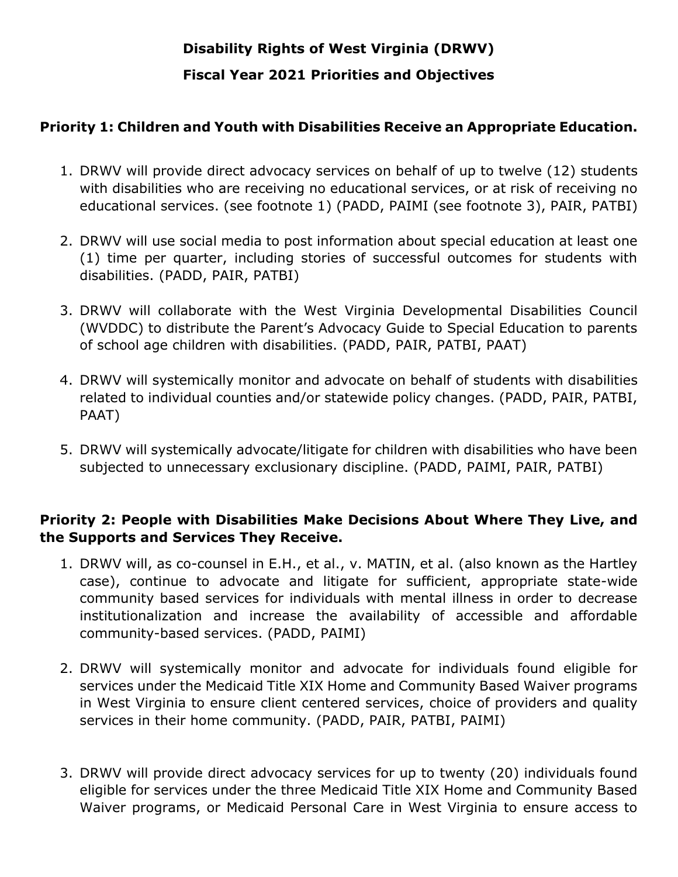# Disability Rights of West Virginia (DRWV)

## Fiscal Year 2021 Priorities and Objectives

### Priority 1: Children and Youth with Disabilities Receive an Appropriate Education.

1. DRWV will provide direct advocacy services on behalf of up to twelve (12) students with disabilities who are receiving no educational services, or at risk of receiving no educational services. (see footnote 1) (PADD, PAIMI (see footnote 3), PAIR, PATBI)

2. DRWV will use social media to post information about special education at least one (1) time per quarter, including stories of successful outcomes for students with disabilities. (PADD, PAIR, PATBI)

3. DRWV will collaborate with the West Virginia Developmental Disabilities Council (WVDDC) to distribute the Parent's Advocacy Guide to Special Education to parents of school age children with disabilities. (PADD, PAIR, PATBI, PAAT)

4. DRWV will systemically monitor and advocate on behalf of students with disabilities related to individual counties and/or statewide policy changes. (PADD, PAIR, PATBI, PAAT)

5. DRWV will systemically advocate/litigate for children with disabilities who have been subjected to unnecessary exclusionary discipline. (PADD, PAIMI, PAIR, PATBI)

### Priority 2: People with Disabilities Make Decisions About Where They Live, and the Supports and Services They Receive.

1. DRWV will, as co-counsel in E.H., et al., v. MATIN, et al. (also known as the Hartley case), continue to advocate and litigate for sufficient, appropriate state-wide community based services for individuals with mental illness in order to decrease institutionalization and increase the availability of accessible and affordable community-based services. (PADD, PAIMI)

2. DRWV will systemically monitor and advocate for individuals found eligible for services under the Medicaid Title XIX Home and Community Based Waiver programs in West Virginia to ensure client centered services, choice of providers and quality services in their home community. (PADD, PAIR, PATBI, PAIMI)

3. DRWV will provide direct advocacy services for up to twenty (20) individuals found eligible for services under the three Medicaid Title XIX Home and Community Based Waiver programs, or Medicaid Personal Care in West Virginia to ensure access to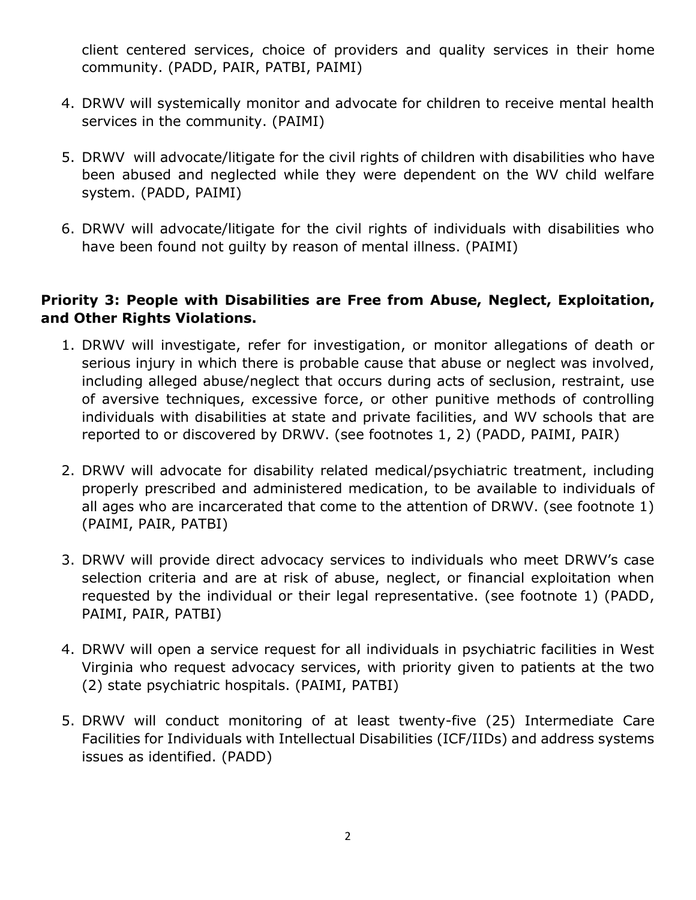client centered services, choice of providers and quality services in their home community. (PADD, PAIR, PATBI, PAIMI)

4. DRWV will systemically monitor and advocate for children to receive mental health services in the community. (PAIMI)

5. DRWV will advocate/litigate for the civil rights of children with disabilities who have been abused and neglected while they were dependent on the WV child welfare system. (PADD, PAIMI)

6. DRWV will advocate/litigate for the civil rights of individuals with disabilities who have been found not guilty by reason of mental illness. (PAIMI)

**Priority 3: People with Disabilities are Free from Abuse, Neglect, Exploitation, and Other Rights Violations.**

1. DRWV will investigate, refer for investigation, or monitor allegations of death or serious injury in which there is probable cause that abuse or neglect was involved, including alleged abuse/neglect that occurs during acts of seclusion, restraint, use of aversive techniques, excessive force, or other punitive methods of controlling individuals with disabilities at state and private facilities, and WV schools that are reported to or discovered by DRWV. (see footnotes 1, 2) (PADD, PAIMI, PAIR)

2. DRWV will advocate for disability related medical/psychiatric treatment, including properly prescribed and administered medication, to be available to individuals of all ages who are incarcerated that come to the attention of DRWV. (see footnote 1) (PAIMI, PAIR, PATBI)

3. DRWV will provide direct advocacy services to individuals who meet DRWV's case selection criteria and are at risk of abuse, neglect, or financial exploitation when requested by the individual or their legal representative. (see footnote 1) (PADD, PAIMI, PAIR, PATBI)

4. DRWV will open a service request for all individuals in psychiatric facilities in West Virginia who request advocacy services, with priority given to patients at the two (2) state psychiatric hospitals. (PAIMI, PATBI)

5. DRWV will conduct monitoring of at least twenty-five (25) Intermediate Care Facilities for Individuals with Intellectual Disabilities (ICF/IIDs) and address systems issues as identified. (PADD)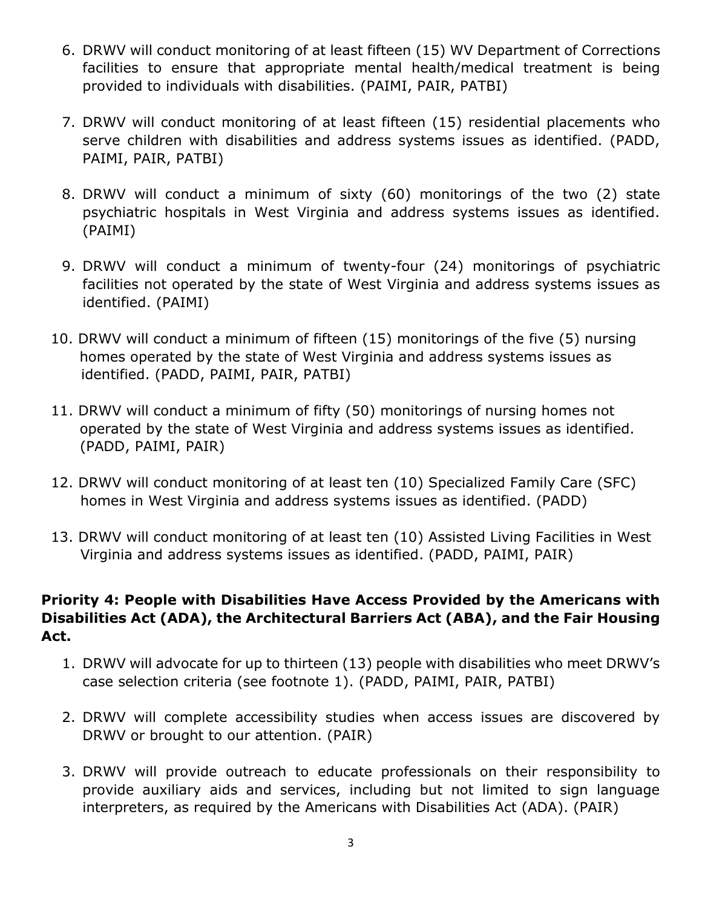6. DRWV will conduct monitoring of at least fifteen (15) WV Department of Corrections facilities to ensure that appropriate mental health/medical treatment is being provided to individuals with disabilities. (PAIMI, PAIR, PATBI)

7. DRWV will conduct monitoring of at least fifteen (15) residential placements who serve children with disabilities and address systems issues as identified. (PADD, PAIMI, PAIR, PATBI)

8. DRWV will conduct a minimum of sixty (60) monitorings of the two (2) state psychiatric hospitals in West Virginia and address systems issues as identified. (PAIMI)

9. DRWV will conduct a minimum of twenty-four (24) monitorings of psychiatric facilities not operated by the state of West Virginia and address systems issues as identified. (PAIMI)

10. DRWV will conduct a minimum of fifteen (15) monitorings of the five (5) nursing homes operated by the state of West Virginia and address systems issues as identified. (PADD, PAIMI, PAIR, PATBI)

11. DRWV will conduct a minimum of fifty (50) monitorings of nursing homes not operated by the state of West Virginia and address systems issues as identified. (PADD, PAIMI, PAIR)

12. DRWV will conduct monitoring of at least ten (10) Specialized Family Care (SFC) homes in West Virginia and address systems issues as identified. (PADD)

13. DRWV will conduct monitoring of at least ten (10) Assisted Living Facilities in West Virginia and address systems issues as identified. (PADD, PAIMI, PAIR)

**Priority 4: People with Disabilities Have Access Provided by the Americans with Disabilities Act (ADA), the Architectural Barriers Act (ABA), and the Fair Housing Act.**

1. DRWV will advocate for up to thirteen (13) people with disabilities who meet DRWV's case selection criteria (see footnote 1). (PADD, PAIMI, PAIR, PATBI)

2. DRWV will complete accessibility studies when access issues are discovered by DRWV or brought to our attention. (PAIR)

3. DRWV will provide outreach to educate professionals on their responsibility to provide auxiliary aids and services, including but not limited to sign language interpreters, as required by the Americans with Disabilities Act (ADA). (PAIR)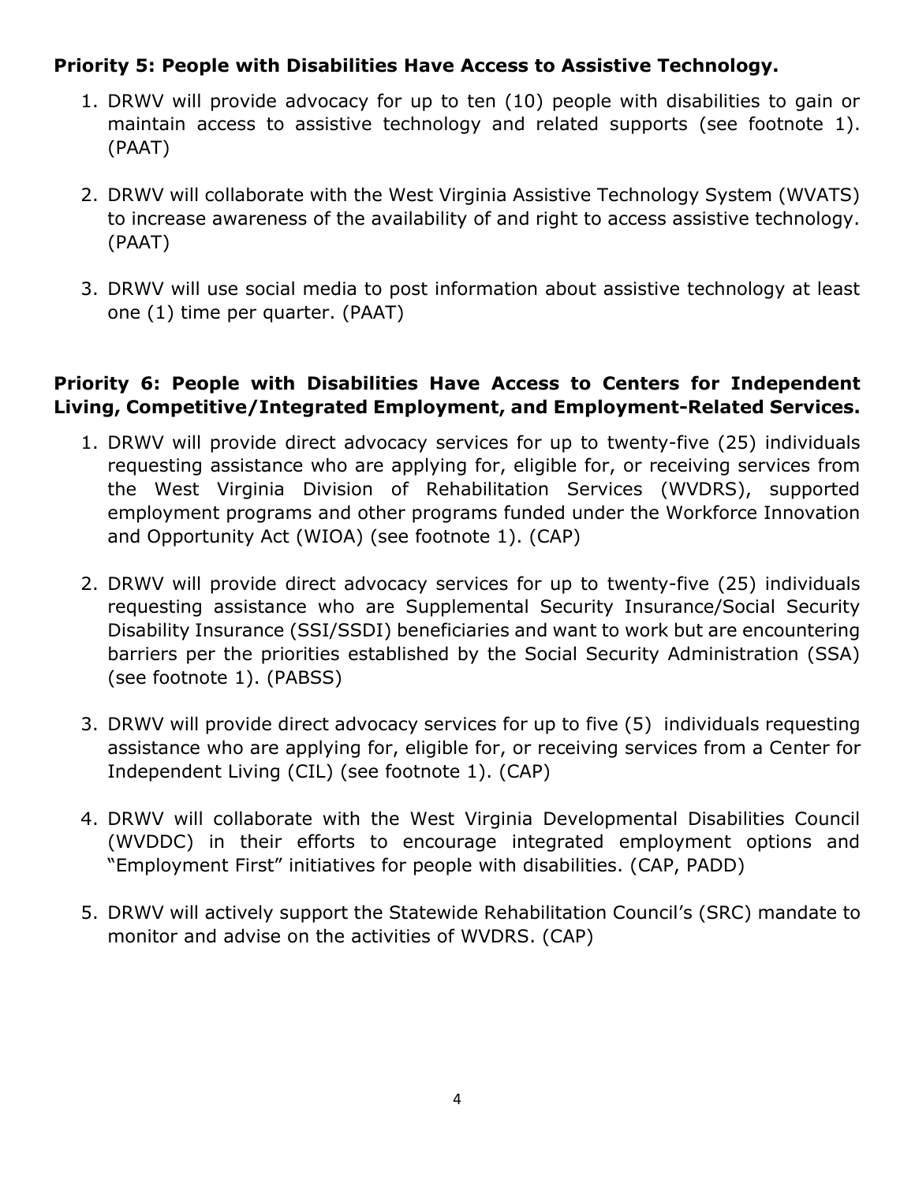**Priority 5: People with Disabilities Have Access to Assistive Technology.**

1. DRWV will provide advocacy for up to ten (10) people with disabilities to gain or maintain access to assistive technology and related supports (see footnote 1). (PAAT)

2. DRWV will collaborate with the West Virginia Assistive Technology System (WVATS) to increase awareness of the availability of and right to access assistive technology. (PAAT)

3. DRWV will use social media to post information about assistive technology at least one (1) time per quarter. (PAAT)

**Priority 6: People with Disabilities Have Access to Centers for Independent Living, Competitive/Integrated Employment, and Employment-Related Services.**

1. DRWV will provide direct advocacy services for up to twenty-five (25) individuals requesting assistance who are applying for, eligible for, or receiving services from the West Virginia Division of Rehabilitation Services (WVDRS), supported employment programs and other programs funded under the Workforce Innovation and Opportunity Act (WIOA) (see footnote 1). (CAP)

2. DRWV will provide direct advocacy services for up to twenty-five (25) individuals requesting assistance who are Supplemental Security Insurance/Social Security Disability Insurance (SSI/SSDI) beneficiaries and want to work but are encountering barriers per the priorities established by the Social Security Administration (SSA) (see footnote 1). (PABSS)

3. DRWV will provide direct advocacy services for up to five (5) individuals requesting assistance who are applying for, eligible for, or receiving services from a Center for Independent Living (CIL) (see footnote 1). (CAP)

4. DRWV will collaborate with the West Virginia Developmental Disabilities Council (WVDDC) in their efforts to encourage integrated employment options and "Employment First" initiatives for people with disabilities. (CAP, PADD)

5. DRWV will actively support the Statewide Rehabilitation Council's (SRC) mandate to monitor and advise on the activities of WVDRS. (CAP)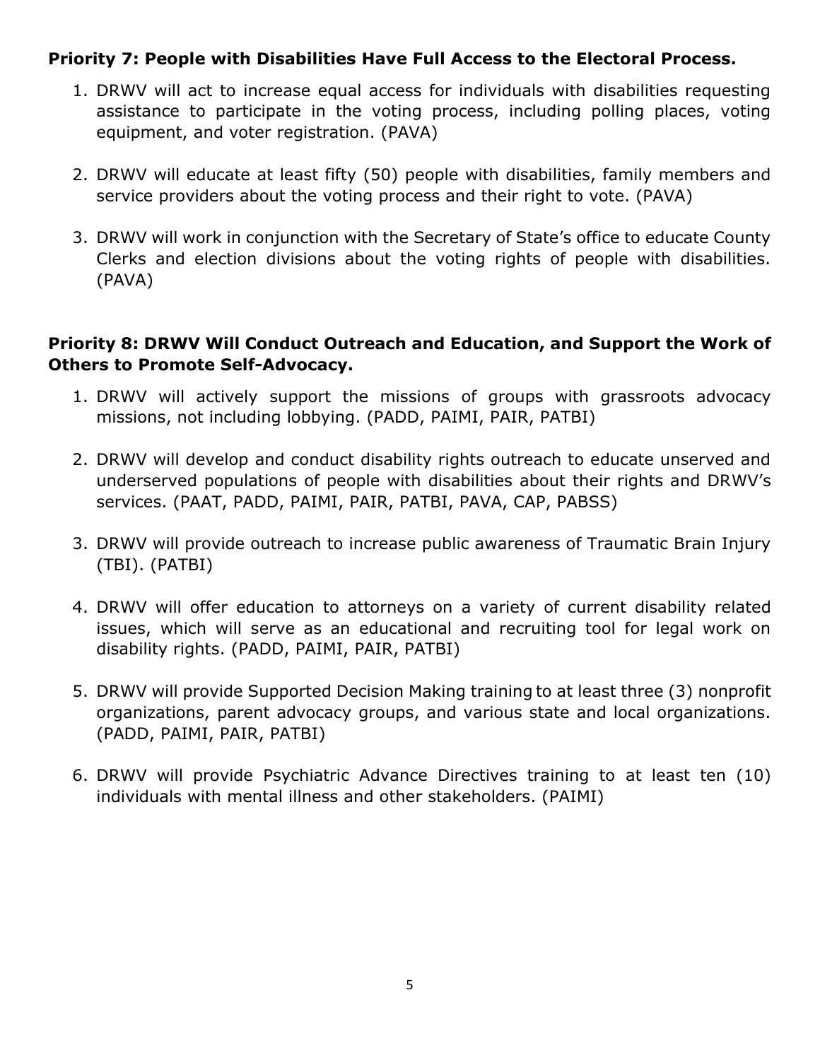**Priority 7: People with Disabilities Have Full Access to the Electoral Process.**

1. DRWV will act to increase equal access for individuals with disabilities requesting assistance to participate in the voting process, including polling places, voting equipment, and voter registration. (PAVA)

2. DRWV will educate at least fifty (50) people with disabilities, family members and service providers about the voting process and their right to vote. (PAVA)

3. DRWV will work in conjunction with the Secretary of State's office to educate County Clerks and election divisions about the voting rights of people with disabilities. (PAVA)

**Priority 8: DRWV Will Conduct Outreach and Education, and Support the Work of Others to Promote Self-Advocacy.**

1. DRWV will actively support the missions of groups with grassroots advocacy missions, not including lobbying. (PADD, PAIMI, PAIR, PATBI)

2. DRWV will develop and conduct disability rights outreach to educate unserved and underserved populations of people with disabilities about their rights and DRWV's services. (PAAT, PADD, PAIMI, PAIR, PATBI, PAVA, CAP, PABSS)

3. DRWV will provide outreach to increase public awareness of Traumatic Brain Injury (TBI). (PATBI)

4. DRWV will offer education to attorneys on a variety of current disability related issues, which will serve as an educational and recruiting tool for legal work on disability rights. (PADD, PAIMI, PAIR, PATBI)

5. DRWV will provide Supported Decision Making training to at least three (3) nonprofit organizations, parent advocacy groups, and various state and local organizations. (PADD, PAIMI, PAIR, PATBI)

6. DRWV will provide Psychiatric Advance Directives training to at least ten (10) individuals with mental illness and other stakeholders. (PAIMI)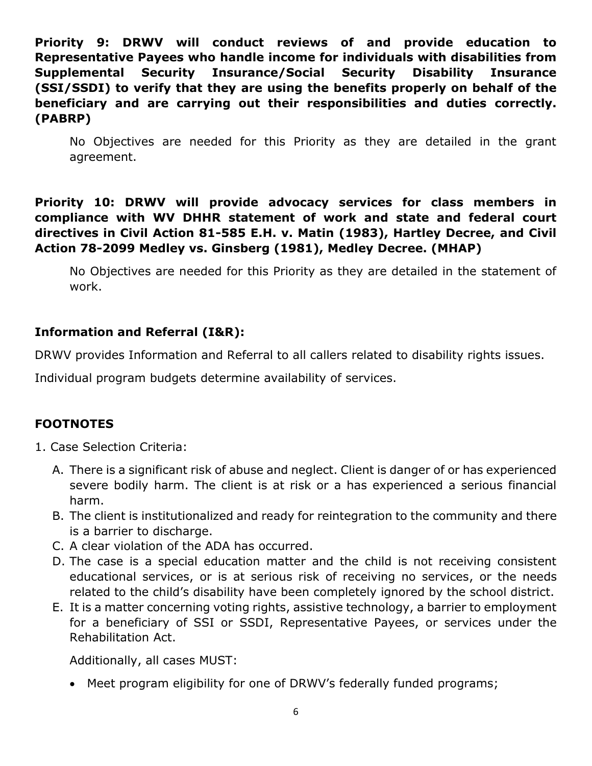**Priority 9: DRWV will conduct reviews of and provide education to Representative Payees who handle income for individuals with disabilities from Supplemental Security Insurance/Social Security Disability Insurance (SSI/SSDI) to verify that they are using the benefits properly on behalf of the beneficiary and are carrying out their responsibilities and duties correctly. (PABRP)**

No Objectives are needed for this Priority as they are detailed in the grant agreement.

**Priority 10: DRWV will provide advocacy services for class members in compliance with WV DHHR statement of work and state and federal court directives in Civil Action 81-585 E.H. v. Matin (1983), Hartley Decree, and Civil Action 78-2099 Medley vs. Ginsberg (1981), Medley Decree. (MHAP)**

No Objectives are needed for this Priority as they are detailed in the statement of work.

## Information and Referral (I&R):

DRWV provides Information and Referral to all callers related to disability rights issues.

Individual program budgets determine availability of services.

## FOOTNOTES

1. Case Selection Criteria:

   A. There is a significant risk of abuse and neglect. Client is danger of or has experienced severe bodily harm. The client is at risk or a has experienced a serious financial harm.

   B. The client is institutionalized and ready for reintegration to the community and there is a barrier to discharge.

   C. A clear violation of the ADA has occurred.

   D. The case is a special education matter and the child is not receiving consistent educational services, or is at serious risk of receiving no services, or the needs related to the child's disability have been completely ignored by the school district.

   E. It is a matter concerning voting rights, assistive technology, a barrier to employment for a beneficiary of SSI or SSDI, Representative Payees, or services under the Rehabilitation Act.

   Additionally, all cases MUST:

   - Meet program eligibility for one of DRWV's federally funded programs;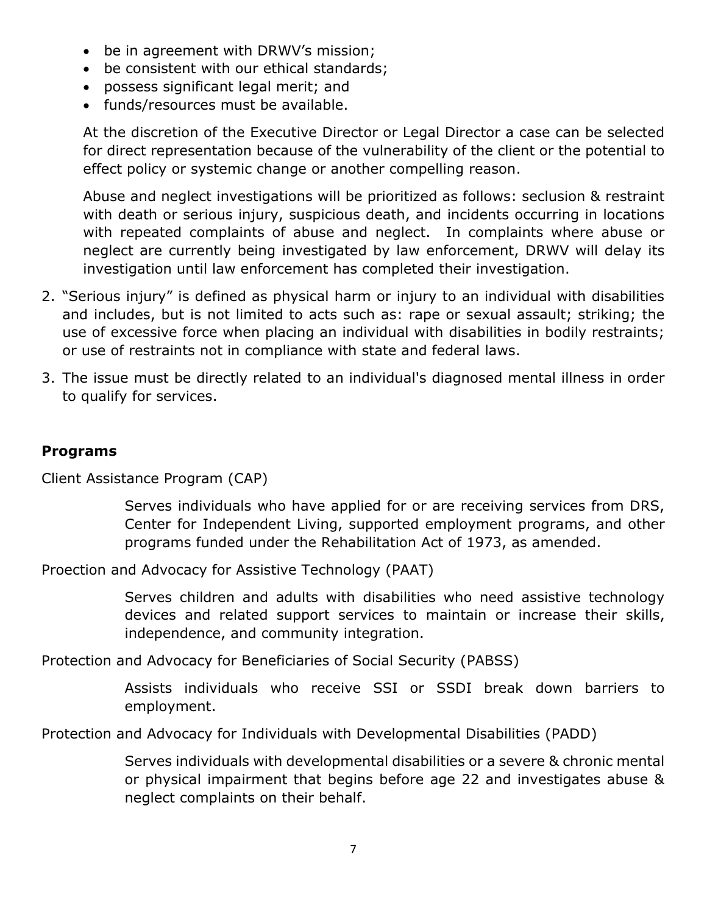- be in agreement with DRWV's mission;
- be consistent with our ethical standards;
- possess significant legal merit; and
- funds/resources must be available.

  At the discretion of the Executive Director or Legal Director a case can be selected for direct representation because of the vulnerability of the client or the potential to effect policy or systemic change or another compelling reason.

  Abuse and neglect investigations will be prioritized as follows: seclusion & restraint with death or serious injury, suspicious death, and incidents occurring in locations with repeated complaints of abuse and neglect. In complaints where abuse or neglect are currently being investigated by law enforcement, DRWV will delay its investigation until law enforcement has completed their investigation.

2. "Serious injury" is defined as physical harm or injury to an individual with disabilities and includes, but is not limited to acts such as: rape or sexual assault; striking; the use of excessive force when placing an individual with disabilities in bodily restraints; or use of restraints not in compliance with state and federal laws.
3. The issue must be directly related to an individual's diagnosed mental illness in order to qualify for services.

## Programs

Client Assistance Program (CAP)

> Serves individuals who have applied for or are receiving services from DRS, Center for Independent Living, supported employment programs, and other programs funded under the Rehabilitation Act of 1973, as amended.

Proection and Advocacy for Assistive Technology (PAAT)

> Serves children and adults with disabilities who need assistive technology devices and related support services to maintain or increase their skills, independence, and community integration.

Protection and Advocacy for Beneficiaries of Social Security (PABSS)

> Assists individuals who receive SSI or SSDI break down barriers to employment.

Protection and Advocacy for Individuals with Developmental Disabilities (PADD)

> Serves individuals with developmental disabilities or a severe & chronic mental or physical impairment that begins before age 22 and investigates abuse & neglect complaints on their behalf.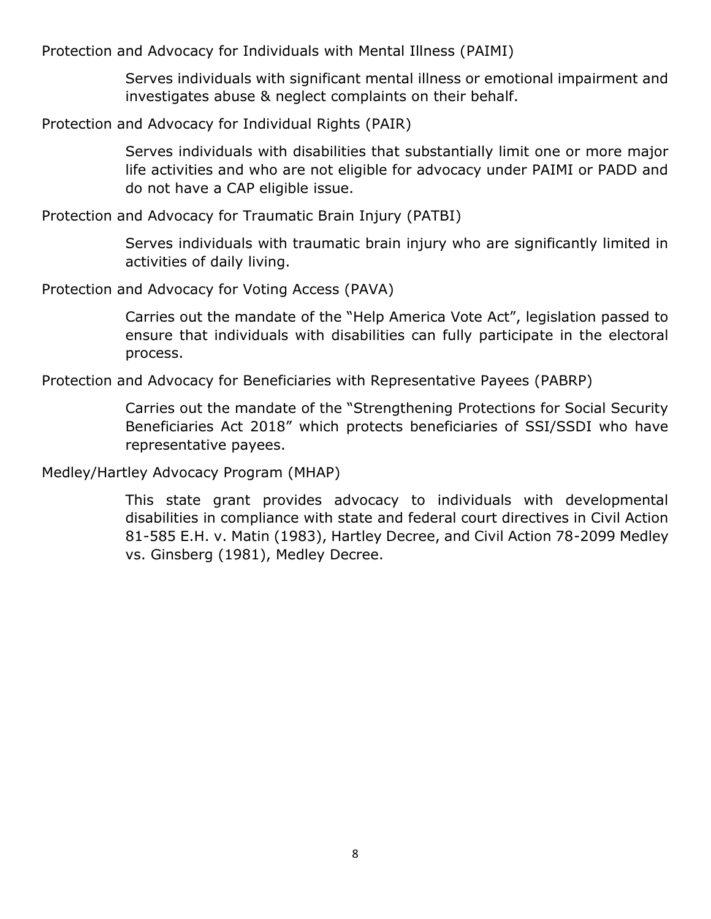Protection and Advocacy for Individuals with Mental Illness (PAIMI)

Serves individuals with significant mental illness or emotional impairment and investigates abuse & neglect complaints on their behalf.

Protection and Advocacy for Individual Rights (PAIR)

Serves individuals with disabilities that substantially limit one or more major life activities and who are not eligible for advocacy under PAIMI or PADD and do not have a CAP eligible issue.

Protection and Advocacy for Traumatic Brain Injury (PATBI)

Serves individuals with traumatic brain injury who are significantly limited in activities of daily living.

Protection and Advocacy for Voting Access (PAVA)

Carries out the mandate of the "Help America Vote Act", legislation passed to ensure that individuals with disabilities can fully participate in the electoral process.

Protection and Advocacy for Beneficiaries with Representative Payees (PABRP)

Carries out the mandate of the "Strengthening Protections for Social Security Beneficiaries Act 2018" which protects beneficiaries of SSI/SSDI who have representative payees.

Medley/Hartley Advocacy Program (MHAP)

This state grant provides advocacy to individuals with developmental disabilities in compliance with state and federal court directives in Civil Action 81-585 E.H. v. Matin (1983), Hartley Decree, and Civil Action 78-2099 Medley vs. Ginsberg (1981), Medley Decree.